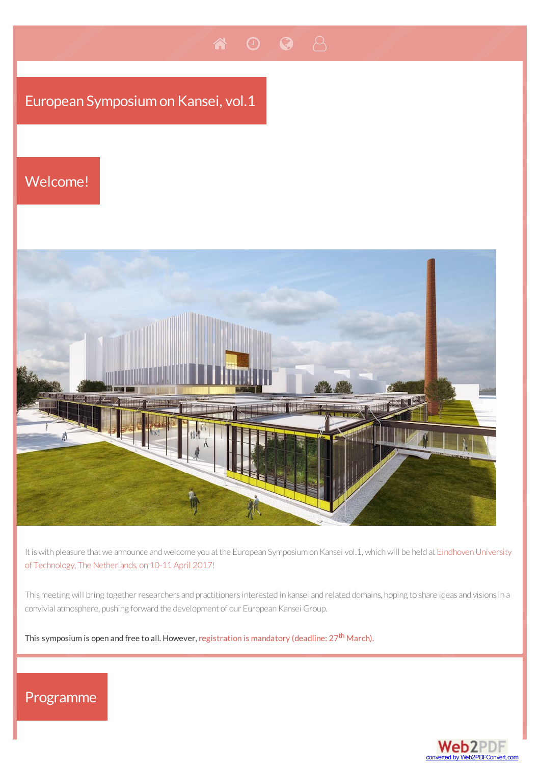# European Symposium on Kansei, vol.1

## Welcome!

It is with pleasure that we announce and welcome you at the European Symposium on Kansei vol.1, which will be held at Eindhoven University of Technology, The Netherlands, on 10-11 April 2017!

This meeting will bring together researchers and practitioners interested in kansei and related domains, hoping to share ideas and visions in a convivial atmosphere, pushing forward the development of our European Kansei Group.

This symposium is open and free to all. However, registration is mandatory (deadline: 27th March).

## Programme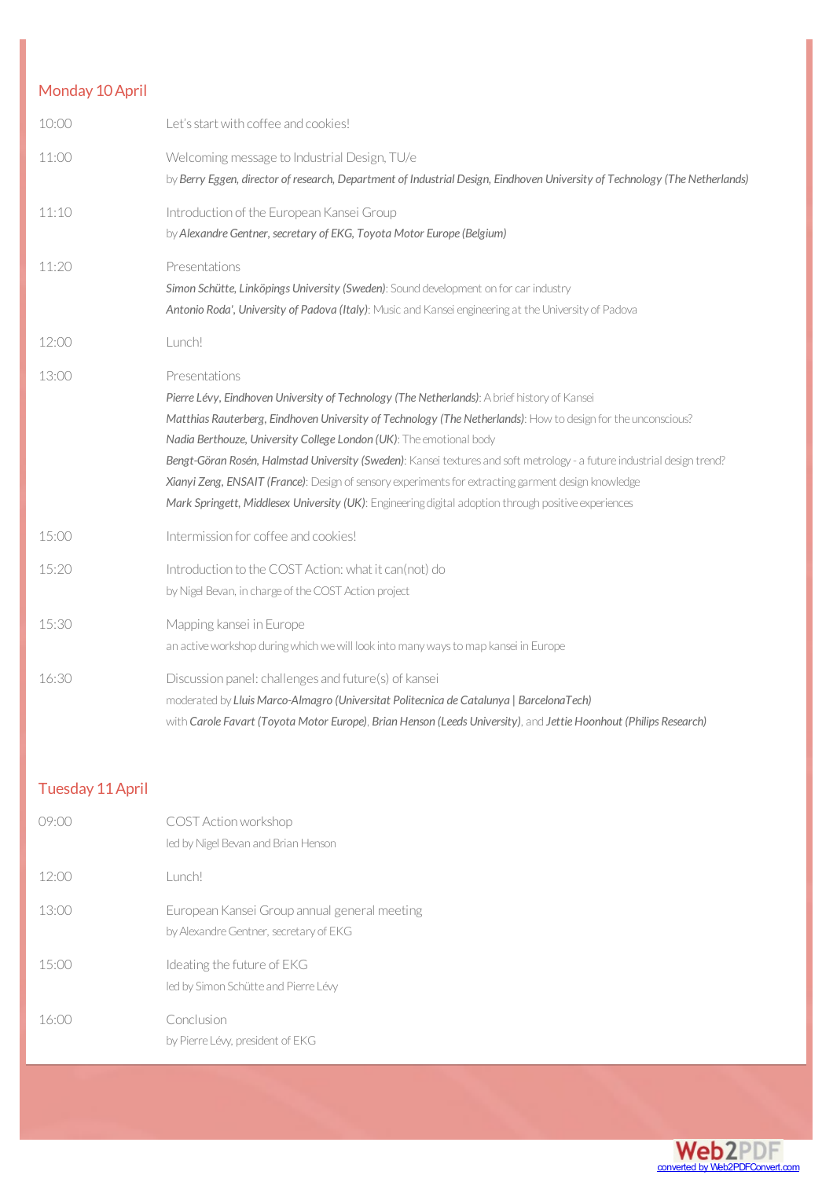## Monday 10 April

| | |
|---|---|
| 10:00 | Let's start with coffee and cookies! |
| 11:00 | Welcoming message to Industrial Design, TU/e<br>by ***Berry Eggen, director of research, Department of Industrial Design, Eindhoven University of Technology (The Netherlands)*** |
| 11:10 | Introduction of the European Kansei Group<br>by ***Alexandre Gentner, secretary of EKG, Toyota Motor Europe (Belgium)*** |
| 11:20 | Presentations<br>***Simon Schütte, Linköpings University (Sweden)***: Sound development on for car industry<br>***Antonio Roda', University of Padova (Italy)***: Music and Kansei engineering at the University of Padova |
| 12:00 | Lunch! |
| 13:00 | Presentations<br>***Pierre Lévy, Eindhoven University of Technology (The Netherlands)***: A brief history of Kansei<br>***Matthias Rauterberg, Eindhoven University of Technology (The Netherlands)***: How to design for the unconscious?<br>***Nadia Berthouze, University College London (UK)***: The emotional body<br>***Bengt-Göran Rosén, Halmstad University (Sweden)***: Kansei textures and soft metrology - a future industrial design trend?<br>***Xianyi Zeng, ENSAIT (France)***: Design of sensory experiments for extracting garment design knowledge<br>***Mark Springett, Middlesex University (UK)***: Engineering digital adoption through positive experiences |
| 15:00 | Intermission for coffee and cookies! |
| 15:20 | Introduction to the COST Action: what it can(not) do<br>by Nigel Bevan, in charge of the COST Action project |
| 15:30 | Mapping kansei in Europe<br>an active workshop during which we will look into many ways to map kansei in Europe |
| 16:30 | Discussion panel: challenges and future(s) of kansei<br>moderated by ***Lluis Marco-Almagro (Universitat Politecnica de Catalunya \| BarcelonaTech)***<br>with ***Carole Favart (Toyota Motor Europe)***, ***Brian Henson (Leeds University)***, and ***Jettie Hoonhout (Philips Research)*** |

## Tuesday 11 April

| | |
|---|---|
| 09:00 | COST Action workshop<br>led by Nigel Bevan and Brian Henson |
| 12:00 | Lunch! |
| 13:00 | European Kansei Group annual general meeting<br>by Alexandre Gentner, secretary of EKG |
| 15:00 | Ideating the future of EKG<br>led by Simon Schütte and Pierre Lévy |
| 16:00 | Conclusion<br>by Pierre Lévy, president of EKG |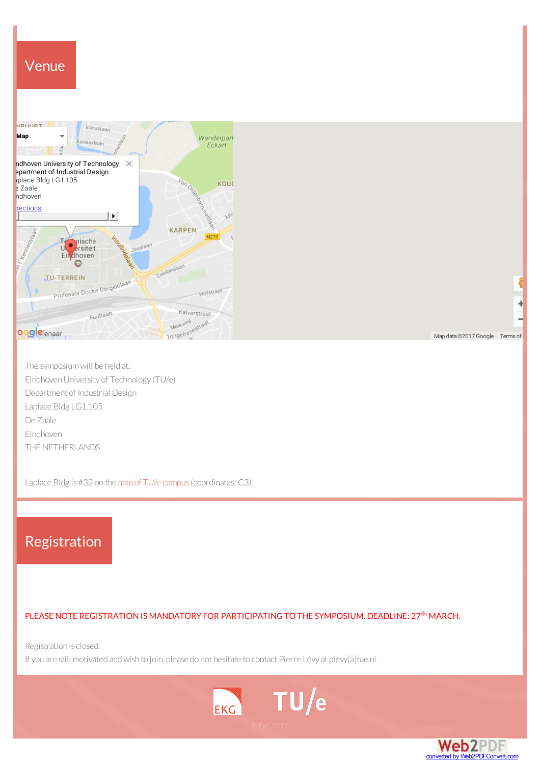## Venue

The symposium will be held at:
Eindhoven University of Technology (TU/e)
Department of Industrial Design
Laplace Bldg LG1.105
De Zaale
Eindhoven
THE NETHERLANDS

Laplace Bldg is #32 on the map of TU/e campus (coordinates: C3).

## Registration

PLEASE NOTE REGISTRATION IS MANDATORY FOR PARTICIPATING TO THE SYMPOSIUM. DEADLINE: 27th MARCH.

Registration is closed.
If you are still motivated and wish to join, please do not hesitate to contact Pierre Lévy at plevy[a]tue.nl .

© EKG 2017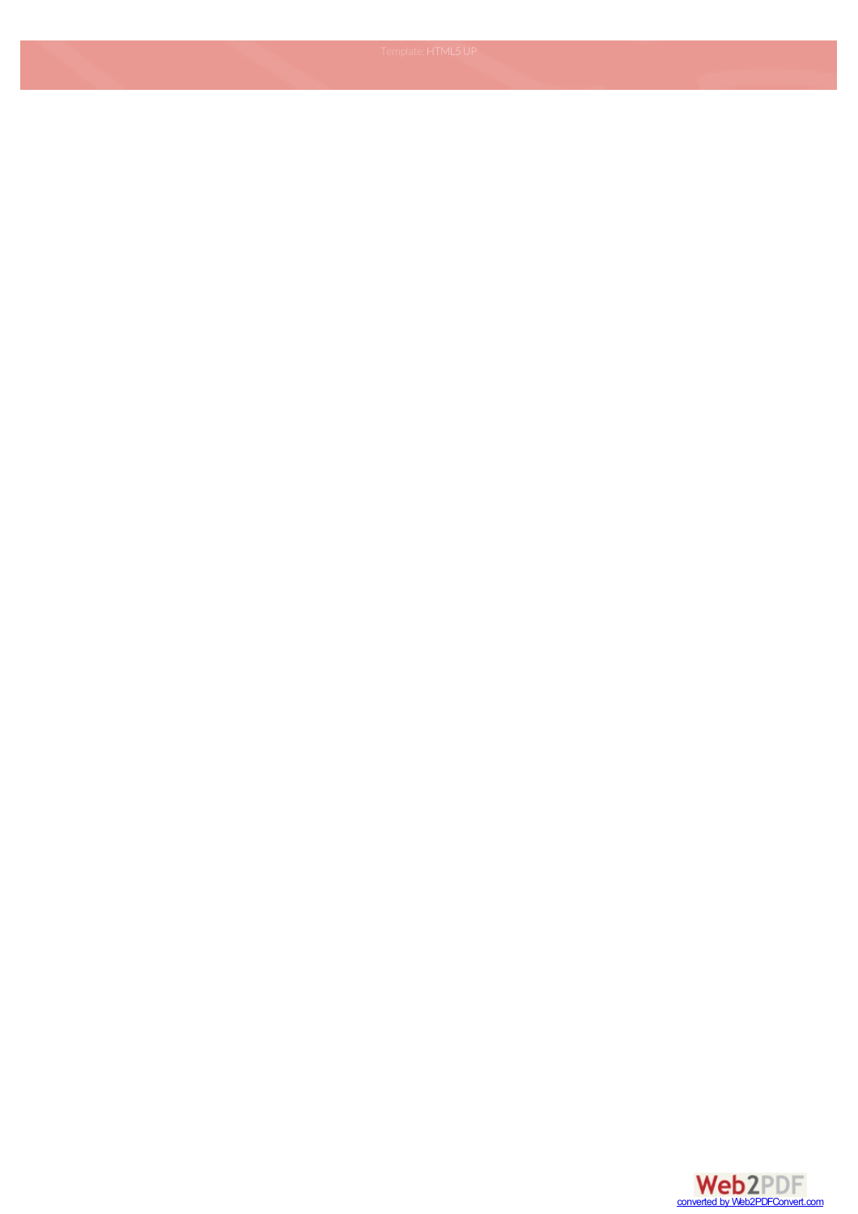Template: HTML5 UP